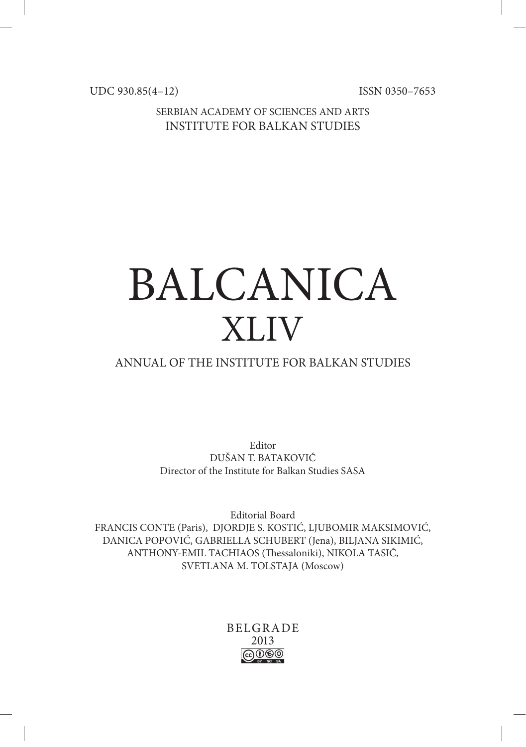UDC 930.85(4–12) ISSN 0350–7653

SERBIAN ACADEMY OF SCIENCES AND ARTS
INSTITUTE FOR BALKAN STUDIES

# BALCANICA
# XLIV

## ANNUAL OF THE INSTITUTE FOR BALKAN STUDIES

Editor
DUŠAN T. BATAKOVIĆ
Director of the Institute for Balkan Studies SASA

Editorial Board
FRANCIS CONTE (Paris), DJORDJE S. KOSTIĆ, LJUBOMIR MAKSIMOVIĆ,
DANICA POPOVIĆ, GABRIELLA SCHUBERT (Jena), BILJANA SIKIMIĆ,
ANTHONY-EMIL TACHIAOS (Thessaloniki), NIKOLA TASIĆ,
SVETLANA M. TOLSTAJA (Moscow)

BELGRADE
2013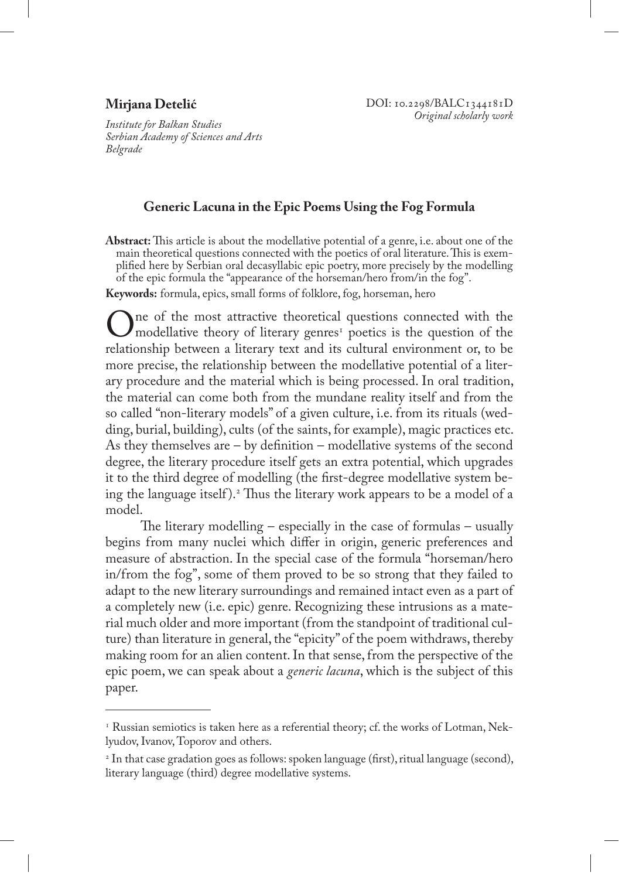**Mirjana Detelić**

*Institute for Balkan Studies*
*Serbian Academy of Sciences and Arts*
*Belgrade*

DOI: 10.2298/BALC1344181D
*Original scholarly work*

## Generic Lacuna in the Epic Poems Using the Fog Formula

**Abstract:** This article is about the modellative potential of a genre, i.e. about one of the main theoretical questions connected with the poetics of oral literature. This is exemplified here by Serbian oral decasyllabic epic poetry, more precisely by the modelling of the epic formula the "appearance of the horseman/hero from/in the fog".

**Keywords:** formula, epics, small forms of folklore, fog, horseman, hero

One of the most attractive theoretical questions connected with the modellative theory of literary genres[1] poetics is the question of the relationship between a literary text and its cultural environment or, to be more precise, the relationship between the modellative potential of a literary procedure and the material which is being processed. In oral tradition, the material can come both from the mundane reality itself and from the so called "non-literary models" of a given culture, i.e. from its rituals (wedding, burial, building), cults (of the saints, for example), magic practices etc. As they themselves are – by definition – modellative systems of the second degree, the literary procedure itself gets an extra potential, which upgrades it to the third degree of modelling (the first-degree modellative system being the language itself).[2] Thus the literary work appears to be a model of a model.

The literary modelling – especially in the case of formulas – usually begins from many nuclei which differ in origin, generic preferences and measure of abstraction. In the special case of the formula "horseman/hero in/from the fog", some of them proved to be so strong that they failed to adapt to the new literary surroundings and remained intact even as a part of a completely new (i.e. epic) genre. Recognizing these intrusions as a material much older and more important (from the standpoint of traditional culture) than literature in general, the "epicity" of the poem withdraws, thereby making room for an alien content. In that sense, from the perspective of the epic poem, we can speak about a *generic lacuna*, which is the subject of this paper.

---

[1] Russian semiotics is taken here as a referential theory; cf. the works of Lotman, Neklyudov, Ivanov, Toporov and others.

[2] In that case gradation goes as follows: spoken language (first), ritual language (second), literary language (third) degree modellative systems.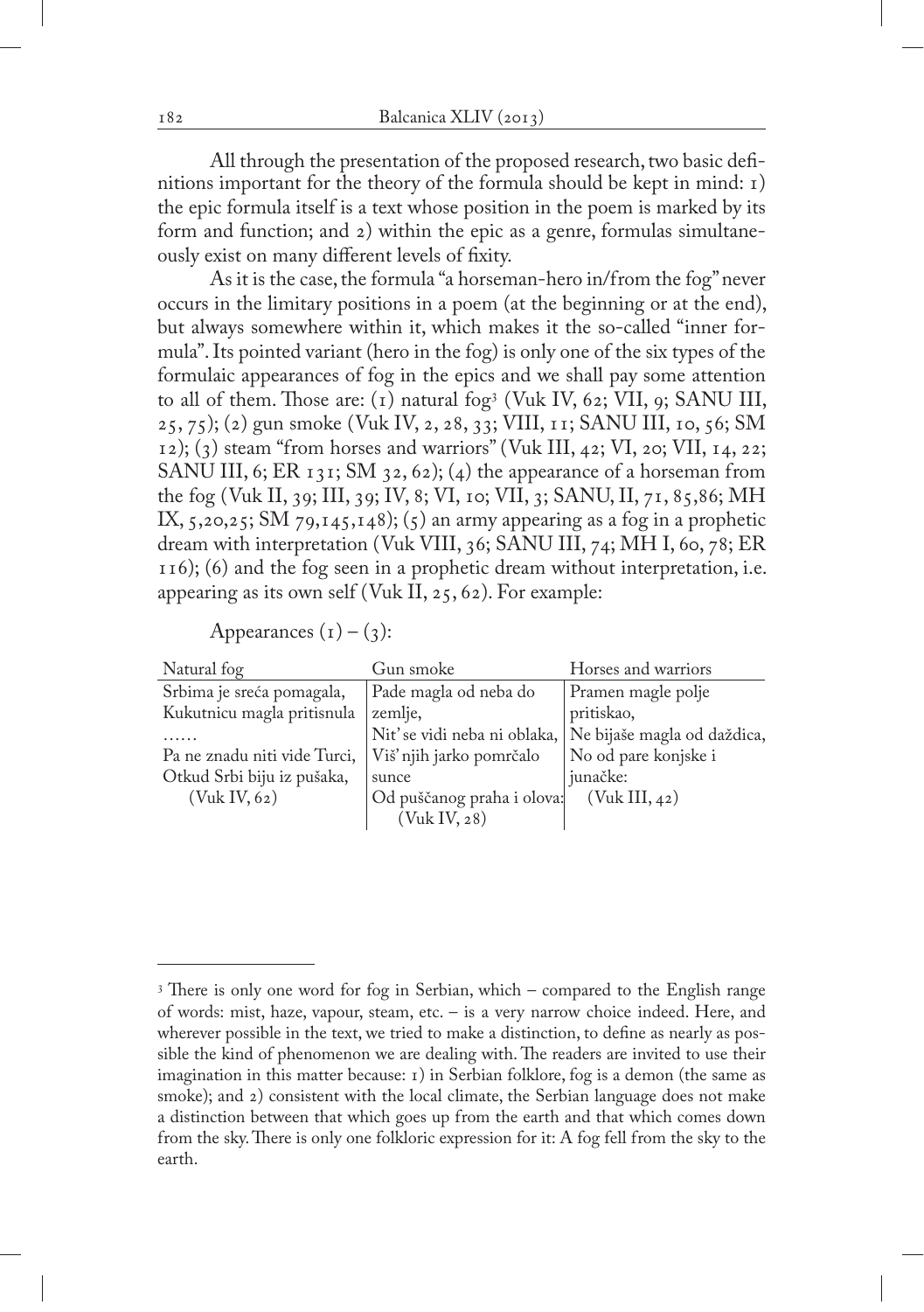All through the presentation of the proposed research, two basic definitions important for the theory of the formula should be kept in mind: 1) the epic formula itself is a text whose position in the poem is marked by its form and function; and 2) within the epic as a genre, formulas simultaneously exist on many different levels of fixity.

As it is the case, the formula "a horseman-hero in/from the fog" never occurs in the limitary positions in a poem (at the beginning or at the end), but always somewhere within it, which makes it the so-called "inner formula". Its pointed variant (hero in the fog) is only one of the six types of the formulaic appearances of fog in the epics and we shall pay some attention to all of them. Those are: (1) natural fog[3] (Vuk IV, 62; VII, 9; SANU III, 25, 75); (2) gun smoke (Vuk IV, 2, 28, 33; VIII, 11; SANU III, 10, 56; SM 12); (3) steam "from horses and warriors" (Vuk III, 42; VI, 20; VII, 14, 22; SANU III, 6; ER 131; SM 32, 62); (4) the appearance of a horseman from the fog (Vuk II, 39; III, 39; IV, 8; VI, 10; VII, 3; SANU, II, 71, 85,86; MH IX, 5,20,25; SM 79,145,148); (5) an army appearing as a fog in a prophetic dream with interpretation (Vuk VIII, 36; SANU III, 74; MH I, 60, 78; ER 116); (6) and the fog seen in a prophetic dream without interpretation, i.e. appearing as its own self (Vuk II, 25, 62). For example:

Appearances (1) – (3):

| Natural fog | Gun smoke | Horses and warriors |
|---|---|---|
| Srbima je sreća pomagala,<br>Kukutnicu magla pritisnula<br>……<br>Pa ne znadu niti vide Turci,<br>Otkud Srbi biju iz pušaka,<br>(Vuk IV, 62) | Pade magla od neba do zemlje,<br>Nit' se vidi neba ni oblaka,<br>Viš' njih jarko pomrčalo sunce<br>Od puščanog praha i olova:<br>(Vuk IV, 28) | Pramen magle polje pritiskao,<br>Ne bijaše magla od daždica,<br>No od pare konjske i junačke:<br>(Vuk III, 42) |

---

[3] There is only one word for fog in Serbian, which – compared to the English range of words: mist, haze, vapour, steam, etc. – is a very narrow choice indeed. Here, and wherever possible in the text, we tried to make a distinction, to define as nearly as possible the kind of phenomenon we are dealing with. The readers are invited to use their imagination in this matter because: 1) in Serbian folklore, fog is a demon (the same as smoke); and 2) consistent with the local climate, the Serbian language does not make a distinction between that which goes up from the earth and that which comes down from the sky. There is only one folkloric expression for it: A fog fell from the sky to the earth.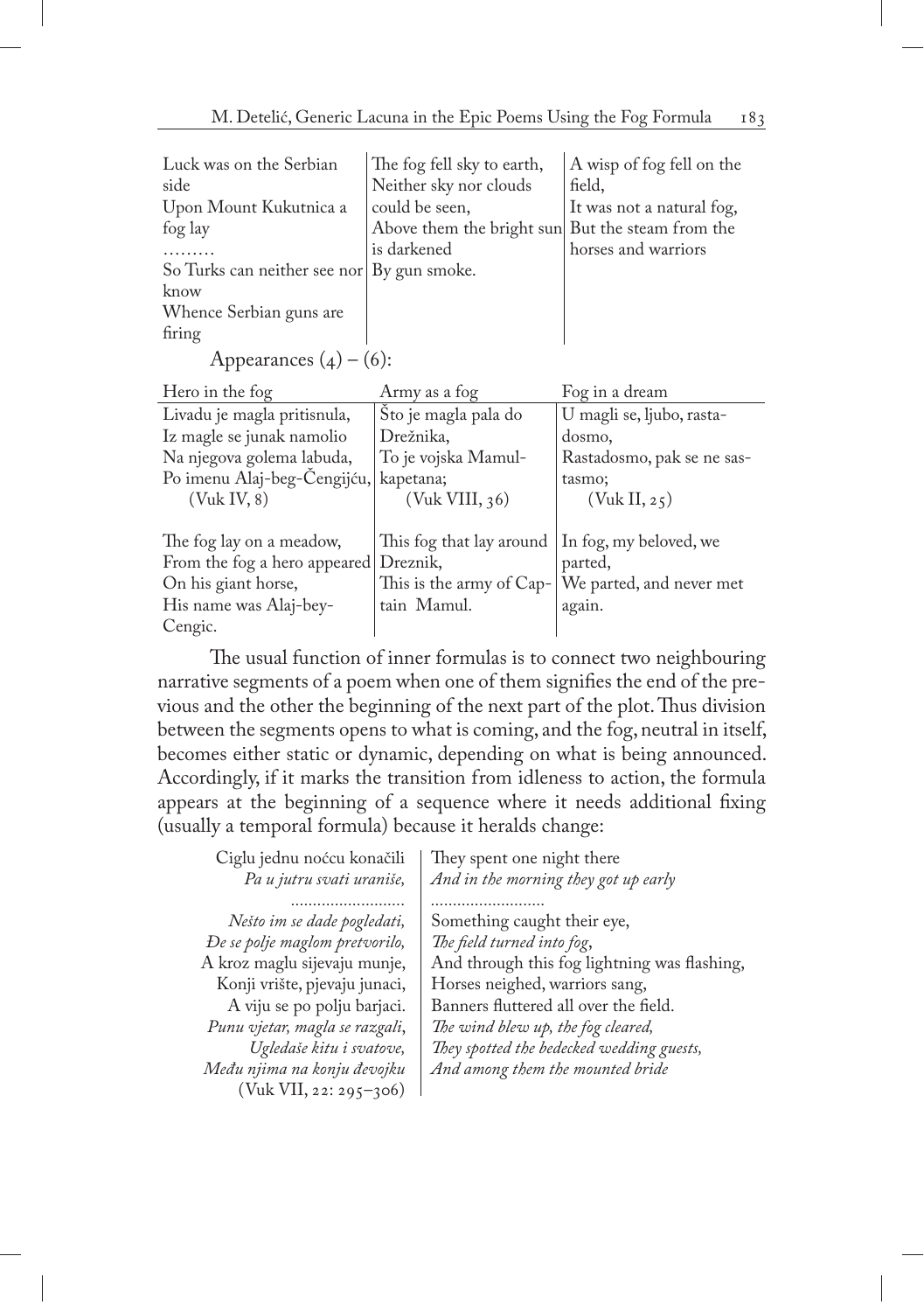| | | |
|---|---|---|
| Luck was on the Serbian side<br>Upon Mount Kukutnica a fog lay<br>………<br>So Turks can neither see nor know<br>Whence Serbian guns are firing | The fog fell sky to earth,<br>Neither sky nor clouds could be seen,<br>Above them the bright sun is darkened<br>By gun smoke. | A wisp of fog fell on the field,<br>It was not a natural fog,<br>But the steam from the horses and warriors |

Appearances (4) – (6):

| Hero in the fog | Army as a fog | Fog in a dream |
|---|---|---|
| Livadu je magla pritisnula,<br>Iz magle se junak namolio<br>Na njegova golema labuda,<br>Po imenu Alaj-beg-Čengijću,<br>(Vuk IV, 8) | Što je magla pala do Drežnika,<br>To je vojska Mamul-kapetana;<br>(Vuk VIII, 36) | U magli se, ljubo, rastadosmo,<br>Rastadosmo, pak se ne sastasmo;<br>(Vuk II, 25) |
| The fog lay on a meadow,<br>From the fog a hero appeared<br>On his giant horse,<br>His name was Alaj-bey-Cengic. | This fog that lay around Dreznik,<br>This is the army of Captain Mamul. | In fog, my beloved, we parted,<br>We parted, and never met again. |

The usual function of inner formulas is to connect two neighbouring narrative segments of a poem when one of them signifies the end of the previous and the other the beginning of the next part of the plot. Thus division between the segments opens to what is coming, and the fog, neutral in itself, becomes either static or dynamic, depending on what is being announced. Accordingly, if it marks the transition from idleness to action, the formula appears at the beginning of a sequence where it needs additional fixing (usually a temporal formula) because it heralds change:

| | |
|---|---|
| Ciglu jednu noćcu konačili | They spent one night there |
| *Pa u jutru svati uraniše,* | *And in the morning they got up early* |
| .......................... | .......................... |
| *Nešto im se dade pogledati,* | Something caught their eye, |
| *Đe se polje maglom pretvorilo,* | *The field turned into fog*, |
| A kroz maglu sijevaju munje, | And through this fog lightning was flashing, |
| Konji vrište, pjevaju junaci, | Horses neighed, warriors sang, |
| A viju se po polju barjaci. | Banners fluttered all over the field. |
| *Punu vjetar, magla se razgali*, | *The wind blew up, the fog cleared,* |
| *Ugledaše kitu i svatove,* | *They spotted the bedecked wedding guests,* |
| *Među njima na konju đevojku* | *And among them the mounted bride* |
| (Vuk VII, 22: 295–306) | |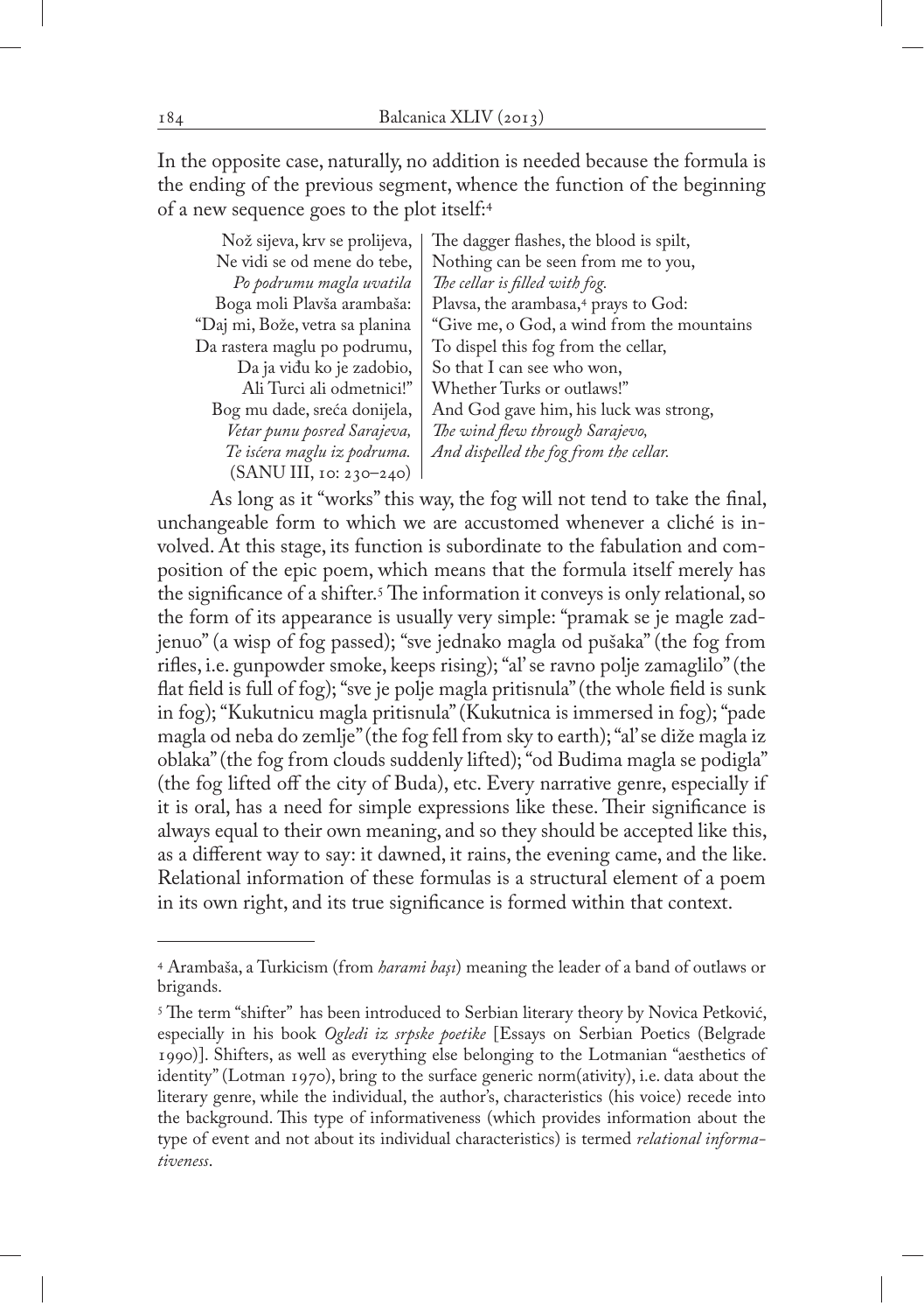In the opposite case, naturally, no addition is needed because the formula is the ending of the previous segment, whence the function of the beginning of a new sequence goes to the plot itself:[4]

| | |
|---|---|
| Nož sijeva, krv se prolijeva, | The dagger flashes, the blood is spilt, |
| Ne vidi se od mene do tebe, | Nothing can be seen from me to you, |
| *Po podrumu magla uvatila* | *The cellar is filled with fog.* |
| Boga moli Plavša arambaša: | Plavsa, the arambasa,[4] prays to God: |
| "Daj mi, Bože, vetra sa planina | "Give me, o God, a wind from the mountains |
| Da rastera maglu po podrumu, | To dispel this fog from the cellar, |
| Da ja viđu ko je zadobio, | So that I can see who won, |
| Ali Turci ali odmetnici!" | Whether Turks or outlaws!" |
| Bog mu dade, sreća donijela, | And God gave him, his luck was strong, |
| *Vetar punu posred Sarajeva,* | *The wind flew through Sarajevo,* |
| *Te isćera maglu iz podruma.* | *And dispelled the fog from the cellar.* |
| (SANU III, 10: 230–240) | |

As long as it "works" this way, the fog will not tend to take the final, unchangeable form to which we are accustomed whenever a cliché is involved. At this stage, its function is subordinate to the fabulation and composition of the epic poem, which means that the formula itself merely has the significance of a shifter.[5] The information it conveys is only relational, so the form of its appearance is usually very simple: "pramak se je magle zadjenuo" (a wisp of fog passed); "sve jednako magla od pušaka" (the fog from rifles, i.e. gunpowder smoke, keeps rising); "al' se ravno polje zamaglilo" (the flat field is full of fog); "sve je polje magla pritisnula" (the whole field is sunk in fog); "Kukutnicu magla pritisnula" (Kukutnica is immersed in fog); "pade magla od neba do zemlje" (the fog fell from sky to earth); "al' se diže magla iz oblaka" (the fog from clouds suddenly lifted); "od Budima magla se podigla" (the fog lifted off the city of Buda), etc. Every narrative genre, especially if it is oral, has a need for simple expressions like these. Their significance is always equal to their own meaning, and so they should be accepted like this, as a different way to say: it dawned, it rains, the evening came, and the like. Relational information of these formulas is a structural element of a poem in its own right, and its true significance is formed within that context.

---

[4] Arambaša, a Turkicism (from *harami başı*) meaning the leader of a band of outlaws or brigands.

[5] The term "shifter" has been introduced to Serbian literary theory by Novica Petković, especially in his book *Ogledi iz srpske poetike* [Essays on Serbian Poetics (Belgrade 1990)]. Shifters, as well as everything else belonging to the Lotmanian "aesthetics of identity" (Lotman 1970), bring to the surface generic norm(ativity), i.e. data about the literary genre, while the individual, the author's, characteristics (his voice) recede into the background. This type of informativeness (which provides information about the type of event and not about its individual characteristics) is termed *relational informativeness*.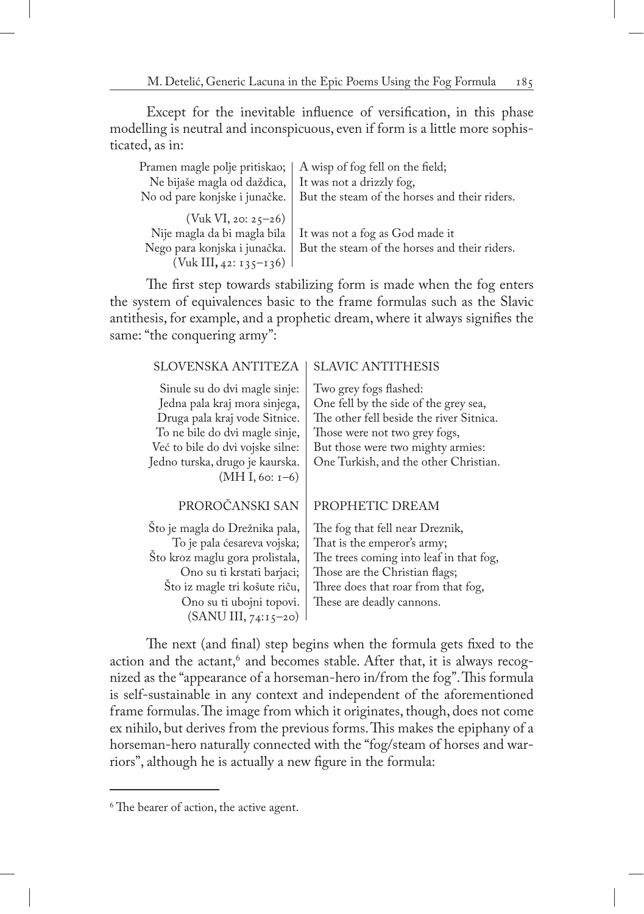Except for the inevitable influence of versification, in this phase modelling is neutral and inconspicuous, even if form is a little more sophisticated, as in:

| | |
|---|---|
| Pramen magle polje pritiskao; | A wisp of fog fell on the field; |
| Ne bijaše magla od daždica, | It was not a drizzly fog, |
| No od pare konjske i junačke. | But the steam of the horses and their riders. |
| (Vuk VI, 20: 25–26) | |
| Nije magla da bi magla bila | It was not a fog as God made it |
| Nego para konjska i junačka. | But the steam of the horses and their riders. |
| (Vuk III, 42: 135–136) | |

The first step towards stabilizing form is made when the fog enters the system of equivalences basic to the frame formulas such as the Slavic antithesis, for example, and a prophetic dream, where it always signifies the same: "the conquering army":

| SLOVENSKA ANTITEZA | SLAVIC ANTITHESIS |
|---|---|
| Sinule su do dvi magle sinje: | Two grey fogs flashed: |
| Jedna pala kraj mora sinjega, | One fell by the side of the grey sea, |
| Druga pala kraj vode Sitnice. | The other fell beside the river Sitnica. |
| To ne bile do dvi magle sinje, | Those were not two grey fogs, |
| Već to bile do dvi vojske silne: | But those were two mighty armies: |
| Jedno turska, drugo je kaurska. | One Turkish, and the other Christian. |
| (MH I, 60: 1–6) | |

| PROROČANSKI SAN | PROPHETIC DREAM |
|---|---|
| Što je magla do Drežnika pala, | The fog that fell near Dreznik, |
| To je pala ćesareva vojska; | That is the emperor's army; |
| Što kroz maglu gora prolistala, | The trees coming into leaf in that fog, |
| Ono su ti krstati barjaci; | Those are the Christian flags; |
| Što iz magle tri košute riču, | Three does that roar from that fog, |
| Ono su ti ubojni topovi. | These are deadly cannons. |
| (SANU III, 74:15–20) | |

The next (and final) step begins when the formula gets fixed to the action and the actant,[6] and becomes stable. After that, it is always recognized as the "appearance of a horseman-hero in/from the fog". This formula is self-sustainable in any context and independent of the aforementioned frame formulas. The image from which it originates, though, does not come ex nihilo, but derives from the previous forms. This makes the epiphany of a horseman-hero naturally connected with the "fog/steam of horses and warriors", although he is actually a new figure in the formula:

---

[6] The bearer of action, the active agent.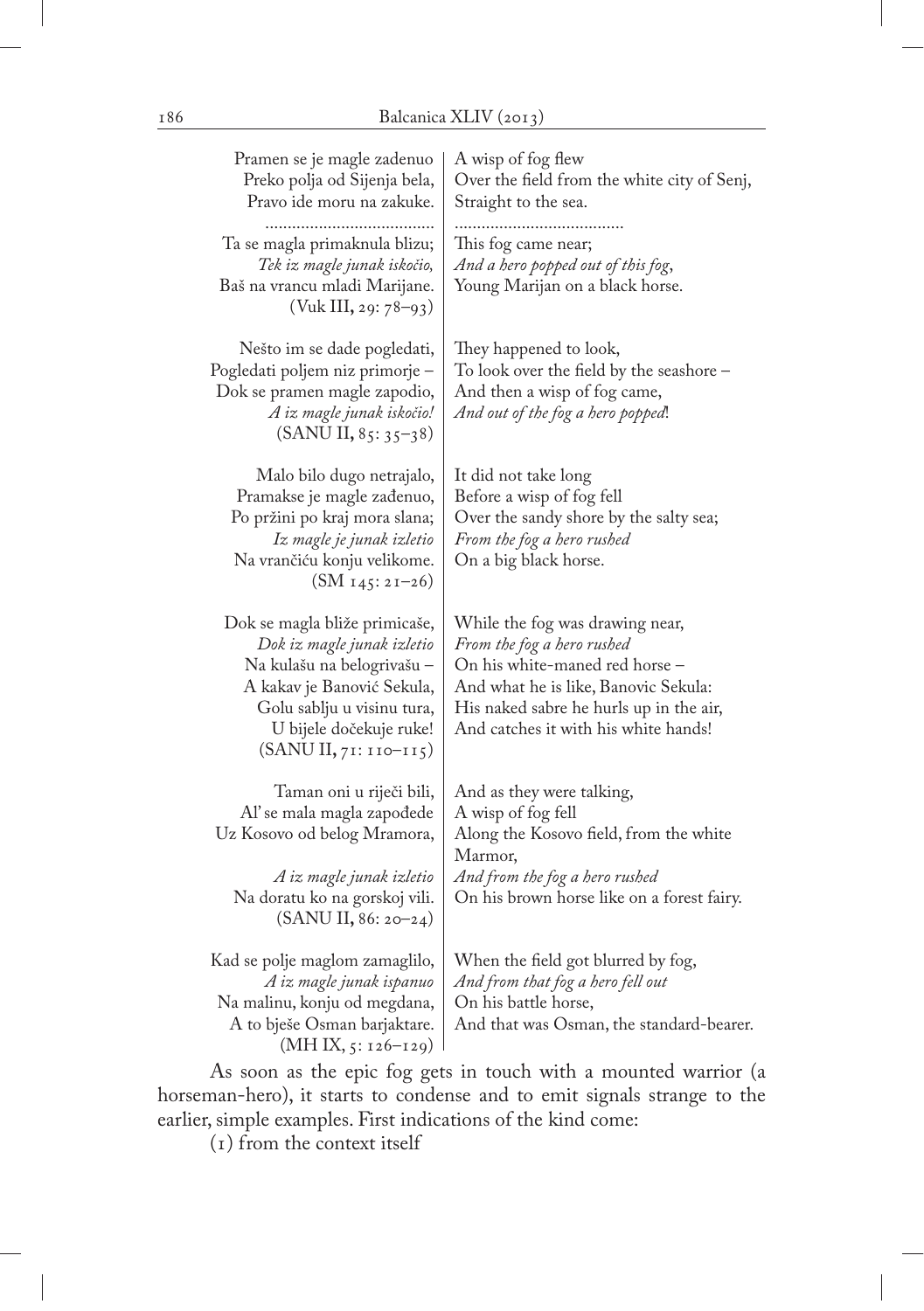| | |
|---|---|
| Pramen se je magle zadenuo | A wisp of fog flew |
| Preko polja od Sijenja bela, | Over the field from the white city of Senj, |
| Pravo ide moru na zakuke. | Straight to the sea. |
| ...................................... | ...................................... |
| Ta se magla primaknula blizu; | This fog came near; |
| *Tek iz magle junak iskočio,* | *And a hero popped out of this fog*, |
| Baš na vrancu mladi Marijane. | Young Marijan on a black horse. |
| (Vuk III, 29: 78–93) | |
| | |
| Nešto im se dade pogledati, | They happened to look, |
| Pogledati poljem niz primorje – | To look over the field by the seashore – |
| Dok se pramen magle zapodio, | And then a wisp of fog came, |
| *A iz magle junak iskočio!* | *And out of the fog a hero popped*! |
| (SANU II, 85: 35–38) | |
| | |
| Malo bilo dugo netrajalo, | It did not take long |
| Pramakse je magle zađenuo, | Before a wisp of fog fell |
| Po pržini po kraj mora slana; | Over the sandy shore by the salty sea; |
| *Iz magle je junak izletio* | *From the fog a hero rushed* |
| Na vrančiću konju velikome. | On a big black horse. |
| (SM 145: 21–26) | |
| | |
| Dok se magla bliže primicaše, | While the fog was drawing near, |
| *Dok iz magle junak izletio* | *From the fog a hero rushed* |
| Na kulašu na belogrivašu – | On his white-maned red horse – |
| A kakav je Banović Sekula, | And what he is like, Banovic Sekula: |
| Golu sablju u visinu tura, | His naked sabre he hurls up in the air, |
| U bijele dočekuje ruke! | And catches it with his white hands! |
| (SANU II, 71: 110–115) | |
| | |
| Taman oni u riječi bili, | And as they were talking, |
| Al' se mala magla zapođede | A wisp of fog fell |
| Uz Kosovo od belog Mramora, | Along the Kosovo field, from the white Marmor, |
| *A iz magle junak izletio* | *And from the fog a hero rushed* |
| Na doratu ko na gorskoj vili. | On his brown horse like on a forest fairy. |
| (SANU II, 86: 20–24) | |
| | |
| Kad se polje maglom zamaglilo, | When the field got blurred by fog, |
| *A iz magle junak ispanuo* | *And from that fog a hero fell out* |
| Na malinu, konju od megdana, | On his battle horse, |
| A to bješe Osman barjaktare. | And that was Osman, the standard-bearer. |
| (MH IX, 5: 126–129) | |

As soon as the epic fog gets in touch with a mounted warrior (a horseman-hero), it starts to condense and to emit signals strange to the earlier, simple examples. First indications of the kind come:

(1) from the context itself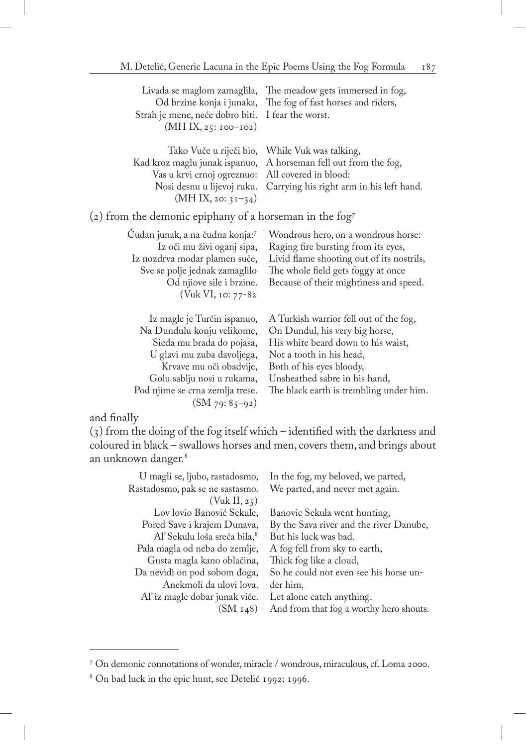| | |
|---|---|
| Livada se maglom zamaglila, | The meadow gets immersed in fog, |
| Od brzine konja i junaka, | The fog of fast horses and riders, |
| Strah je mene, neće dobro biti. | I fear the worst. |
| (MH IX, 25: 100–102) | |
| | |
| Tako Vuče u riječi bio, | While Vuk was talking, |
| Kad kroz maglu junak ispanuo, | A horseman fell out from the fog, |
| Vas u krvi crnoj ogreznuo: | All covered in blood: |
| Nosi desnu u lijevoj ruku. | Carrying his right arm in his left hand. |
| (MH IX, 20: 31–34) | |

(2) from the demonic epiphany of a horseman in the fog[7]

| | |
|---|---|
| Čudan junak, a na čudna konja:[7] | Wondrous hero, on a wondrous horse: |
| Iz oči mu živi oganj sipa, | Raging fire bursting from its eyes, |
| Iz nozdrva modar plamen suče, | Livid flame shooting out of its nostrils, |
| Sve se polje jednak zamaglilo | The whole field gets foggy at once |
| Od njiove sile i brzine. | Because of their mightiness and speed. |
| (Vuk VI, 10: 77-82 | |
| | |
| Iz magle je Turčin ispanuo, | A Turkish warrior fell out of the fog, |
| Na Dundulu konju velikome, | On Dundul, his very big horse, |
| Sieda mu brada do pojasa, | His white beard down to his waist, |
| U glavi mu zuba đavoljega, | Not a tooth in his head, |
| Krvave mu oči obadvije, | Both of his eyes bloody, |
| Golu sablju nosi u rukama, | Unsheathed sabre in his hand, |
| Pod njime se crna zemlja trese. | The black earth is trembling under him. |
| (SM 79: 85–92) | |

and finally

(3) from the doing of the fog itself which – identified with the darkness and coloured in black – swallows horses and men, covers them, and brings about an unknown danger.[8]

| | |
|---|---|
| U magli se, ljubo, rastadosmo, | In the fog, my beloved, we parted, |
| Rastadosmo, pak se ne sastasmo. | We parted, and never met again. |
| (Vuk II, 25) | |
| Lov lovio Banović Sekule, | Banovic Sekula went hunting, |
| Pored Save i krajem Dunava, | By the Sava river and the river Danube, |
| Al' Sekulu loša sreća bila,[8] | But his luck was bad. |
| Pala magla od neba do zemlje, | A fog fell from sky to earth, |
| Gusta magla kano oblačina, | Thick fog like a cloud, |
| Da nevidi on pod sobom đoga, | So he could not even see his horse under him, |
| Anekmoli da ulovi lova. | Let alone catch anything. |
| Al' iz magle dobar junak viče. | And from that fog a worthy hero shouts. |
| (SM 148) | |

---

[7] On demonic connotations of wonder, miracle / wondrous, miraculous, cf. Loma 2000.

[8] On bad luck in the epic hunt, see Detelić 1992; 1996.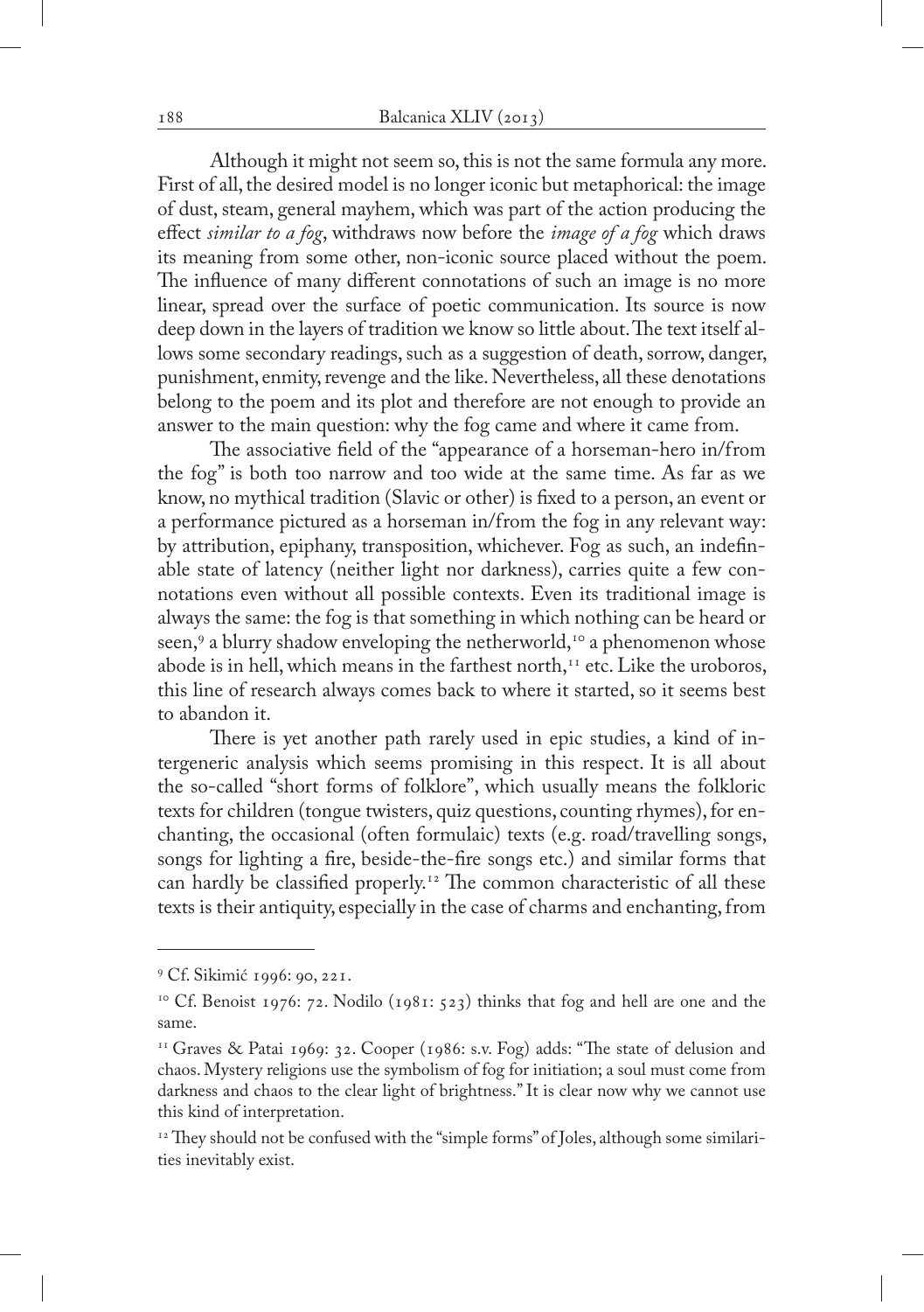Although it might not seem so, this is not the same formula any more. First of all, the desired model is no longer iconic but metaphorical: the image of dust, steam, general mayhem, which was part of the action producing the effect *similar to a fog*, withdraws now before the *image of a fog* which draws its meaning from some other, non-iconic source placed without the poem. The influence of many different connotations of such an image is no more linear, spread over the surface of poetic communication. Its source is now deep down in the layers of tradition we know so little about. The text itself allows some secondary readings, such as a suggestion of death, sorrow, danger, punishment, enmity, revenge and the like. Nevertheless, all these denotations belong to the poem and its plot and therefore are not enough to provide an answer to the main question: why the fog came and where it came from.

The associative field of the "appearance of a horseman-hero in/from the fog" is both too narrow and too wide at the same time. As far as we know, no mythical tradition (Slavic or other) is fixed to a person, an event or a performance pictured as a horseman in/from the fog in any relevant way: by attribution, epiphany, transposition, whichever. Fog as such, an indefinable state of latency (neither light nor darkness), carries quite a few connotations even without all possible contexts. Even its traditional image is always the same: the fog is that something in which nothing can be heard or seen,[9] a blurry shadow enveloping the netherworld,[10] a phenomenon whose abode is in hell, which means in the farthest north,[11] etc. Like the uroboros, this line of research always comes back to where it started, so it seems best to abandon it.

There is yet another path rarely used in epic studies, a kind of intergeneric analysis which seems promising in this respect. It is all about the so-called "short forms of folklore", which usually means the folkloric texts for children (tongue twisters, quiz questions, counting rhymes), for enchanting, the occasional (often formulaic) texts (e.g. road/travelling songs, songs for lighting a fire, beside-the-fire songs etc.) and similar forms that can hardly be classified properly.[12] The common characteristic of all these texts is their antiquity, especially in the case of charms and enchanting, from

---

[9] Cf. Sikimić 1996: 90, 221.

[10] Cf. Benoist 1976: 72. Nodilo (1981: 523) thinks that fog and hell are one and the same.

[11] Graves & Patai 1969: 32. Cooper (1986: s.v. Fog) adds: "The state of delusion and chaos. Mystery religions use the symbolism of fog for initiation; a soul must come from darkness and chaos to the clear light of brightness." It is clear now why we cannot use this kind of interpretation.

[12] They should not be confused with the "simple forms" of Joles, although some similarities inevitably exist.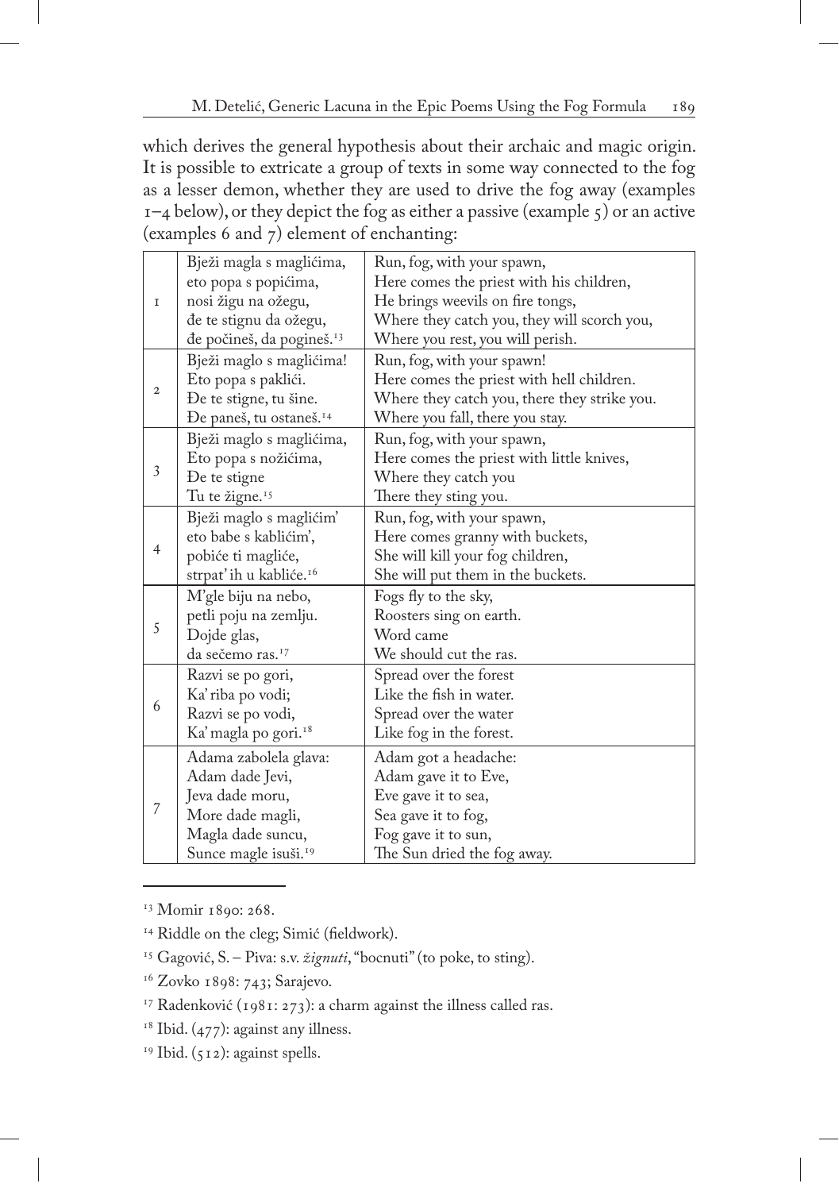which derives the general hypothesis about their archaic and magic origin. It is possible to extricate a group of texts in some way connected to the fog as a lesser demon, whether they are used to drive the fog away (examples 1–4 below), or they depict the fog as either a passive (example 5) or an active (examples 6 and 7) element of enchanting:

| | | |
|---|---|---|
| 1 | Bježi magla s maglićima,<br>eto popa s popićima,<br>nosi žigu na ožegu,<br>đe te stignu da ožegu,<br>đe počineš, da pogineš.[13] | Run, fog, with your spawn,<br>Here comes the priest with his children,<br>He brings weevils on fire tongs,<br>Where they catch you, they will scorch you,<br>Where you rest, you will perish. |
| 2 | Bježi maglo s maglićima!<br>Eto popa s paklići.<br>Đe te stigne, tu šine.<br>Đe paneš, tu ostaneš.[14] | Run, fog, with your spawn!<br>Here comes the priest with hell children.<br>Where they catch you, there they strike you.<br>Where you fall, there you stay. |
| 3 | Bježi maglo s maglićima,<br>Eto popa s nožićima,<br>Đe te stigne<br>Tu te žigne.[15] | Run, fog, with your spawn,<br>Here comes the priest with little knives,<br>Where they catch you<br>There they sting you. |
| 4 | Bježi maglo s maglićim'<br>eto babe s kablićim',<br>pobiće ti magliće,<br>strpat' ih u kabliće.[16] | Run, fog, with your spawn,<br>Here comes granny with buckets,<br>She will kill your fog children,<br>She will put them in the buckets. |
| 5 | M'gle biju na nebo,<br>petli poju na zemlju.<br>Dojde glas,<br>da sečemo ras.[17] | Fogs fly to the sky,<br>Roosters sing on earth.<br>Word came<br>We should cut the ras. |
| 6 | Razvi se po gori,<br>Ka' riba po vodi;<br>Razvi se po vodi,<br>Ka' magla po gori.[18] | Spread over the forest<br>Like the fish in water.<br>Spread over the water<br>Like fog in the forest. |
| 7 | Adama zabolela glava:<br>Adam dade Jevi,<br>Jeva dade moru,<br>More dade magli,<br>Magla dade suncu,<br>Sunce magle isuši.[19] | Adam got a headache:<br>Adam gave it to Eve,<br>Eve gave it to sea,<br>Sea gave it to fog,<br>Fog gave it to sun,<br>The Sun dried the fog away. |

---

[13] Momir 1890: 268.

[14] Riddle on the cleg; Simić (fieldwork).

[15] Gagović, S. – Piva: s.v. *žignuti*, "bocnuti" (to poke, to sting).

[16] Zovko 1898: 743; Sarajevo.

[17] Radenković (1981: 273): a charm against the illness called ras.

[18] Ibid. (477): against any illness.

[19] Ibid. (512): against spells.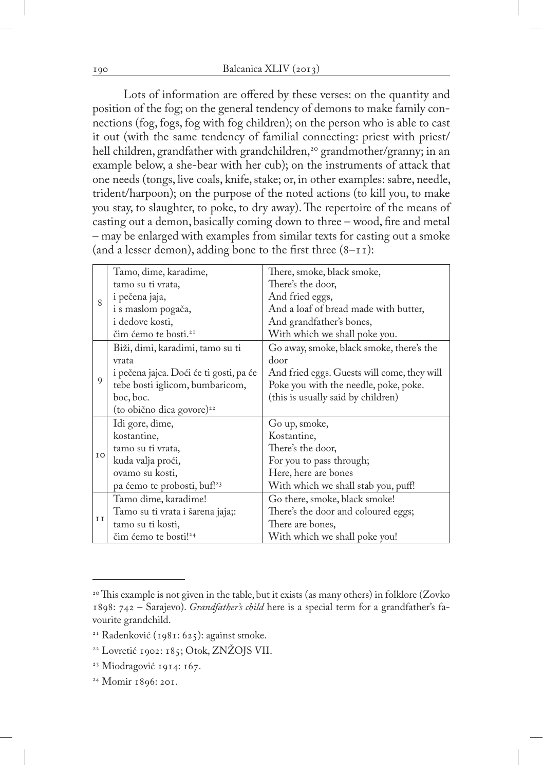Lots of information are offered by these verses: on the quantity and position of the fog; on the general tendency of demons to make family connections (fog, fogs, fog with fog children); on the person who is able to cast it out (with the same tendency of familial connecting: priest with priest/hell children, grandfather with grandchildren,[20] grandmother/granny; in an example below, a she-bear with her cub); on the instruments of attack that one needs (tongs, live coals, knife, stake; or, in other examples: sabre, needle, trident/harpoon); on the purpose of the noted actions (to kill you, to make you stay, to slaughter, to poke, to dry away). The repertoire of the means of casting out a demon, basically coming down to three – wood, fire and metal – may be enlarged with examples from similar texts for casting out a smoke (and a lesser demon), adding bone to the first three (8–11):

| | | |
|---|---|---|
| 8 | Tamo, dime, karadime,<br>tamo su ti vrata,<br>i pečena jaja,<br>i s maslom pogača,<br>i dedove kosti,<br>čim ćemo te bosti.[21] | There, smoke, black smoke,<br>There's the door,<br>And fried eggs,<br>And a loaf of bread made with butter,<br>And grandfather's bones,<br>With which we shall poke you. |
| 9 | Biži, dimi, karadimi, tamo su ti vrata<br>i pečena jajca. Doći će ti gosti, pa će tebe bosti iglicom, bumbaricom, boc, boc.<br>(to obično dica govore)[22] | Go away, smoke, black smoke, there's the door<br>And fried eggs. Guests will come, they will Poke you with the needle, poke, poke.<br>(this is usually said by children) |
| 10 | Idi gore, dime,<br>kostantine,<br>tamo su ti vrata,<br>kuda valja proći,<br>ovamo su kosti,<br>pa ćemo te probosti, buf![23] | Go up, smoke,<br>Kostantine,<br>There's the door,<br>For you to pass through;<br>Here, here are bones<br>With which we shall stab you, puff! |
| 11 | Tamo dime, karadime!<br>Tamo su ti vrata i šarena jaja;:<br>tamo su ti kosti,<br>čim ćemo te bosti![24] | Go there, smoke, black smoke!<br>There's the door and coloured eggs;<br>There are bones,<br>With which we shall poke you! |

---

[20] This example is not given in the table, but it exists (as many others) in folklore (Zovko 1898: 742 – Sarajevo). *Grandfather's child* here is a special term for a grandfather's favourite grandchild.

[21] Radenković (1981: 625): against smoke.

[22] Lovretić 1902: 185; Otok, ZNŽOJS VII.

[23] Miodragović 1914: 167.

[24] Momir 1896: 201.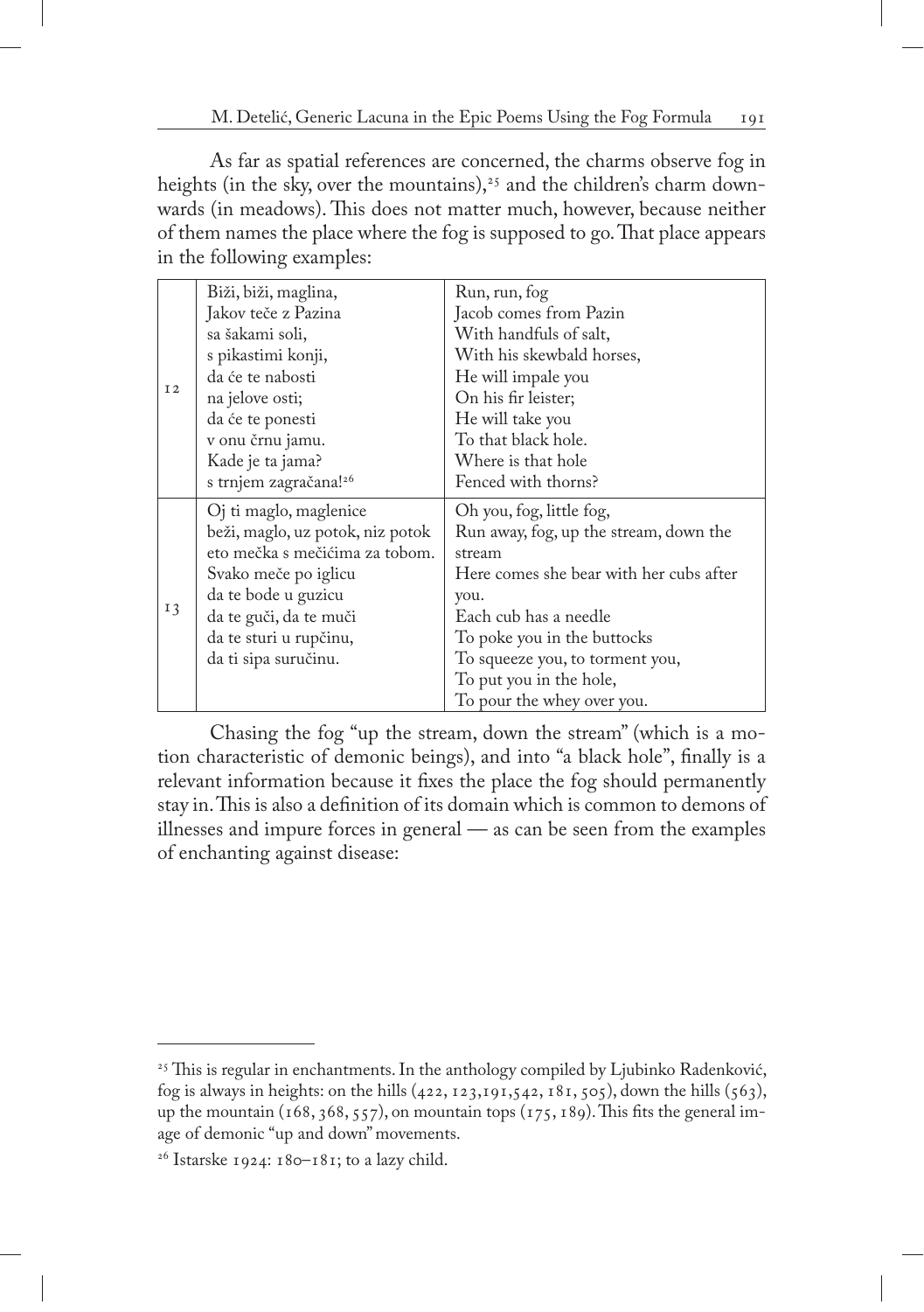As far as spatial references are concerned, the charms observe fog in heights (in the sky, over the mountains),[25] and the children's charm downwards (in meadows). This does not matter much, however, because neither of them names the place where the fog is supposed to go. That place appears in the following examples:

| | | |
|---|---|---|
| 12 | Biži, biži, maglina,<br>Jakov teče z Pazina<br>sa šakami soli,<br>s pikastimi konji,<br>da će te nabosti<br>na jelove osti;<br>da će te ponesti<br>v onu črnu jamu.<br>Kade je ta jama?<br>s trnjem zagračana![26] | Run, run, fog<br>Jacob comes from Pazin<br>With handfuls of salt,<br>With his skewbald horses,<br>He will impale you<br>On his fir leister;<br>He will take you<br>To that black hole.<br>Where is that hole<br>Fenced with thorns? |
| 13 | Oj ti maglo, maglenice<br>beži, maglo, uz potok, niz potok<br>eto mečka s mečićima za tobom.<br>Svako meče po iglicu<br>da te bode u guzicu<br>da te guči, da te muči<br>da te sturi u rupčinu,<br>da ti sipa surućinu. | Oh you, fog, little fog,<br>Run away, fog, up the stream, down the stream<br>Here comes she bear with her cubs after you.<br>Each cub has a needle<br>To poke you in the buttocks<br>To squeeze you, to torment you,<br>To put you in the hole,<br>To pour the whey over you. |

Chasing the fog "up the stream, down the stream" (which is a motion characteristic of demonic beings), and into "a black hole", finally is a relevant information because it fixes the place the fog should permanently stay in. This is also a definition of its domain which is common to demons of illnesses and impure forces in general — as can be seen from the examples of enchanting against disease:

---

[25] This is regular in enchantments. In the anthology compiled by Ljubinko Radenković, fog is always in heights: on the hills (422, 123, 191, 542, 181, 505), down the hills (563), up the mountain (168, 368, 557), on mountain tops (175, 189). This fits the general image of demonic "up and down" movements.

[26] Istarske 1924: 180–181; to a lazy child.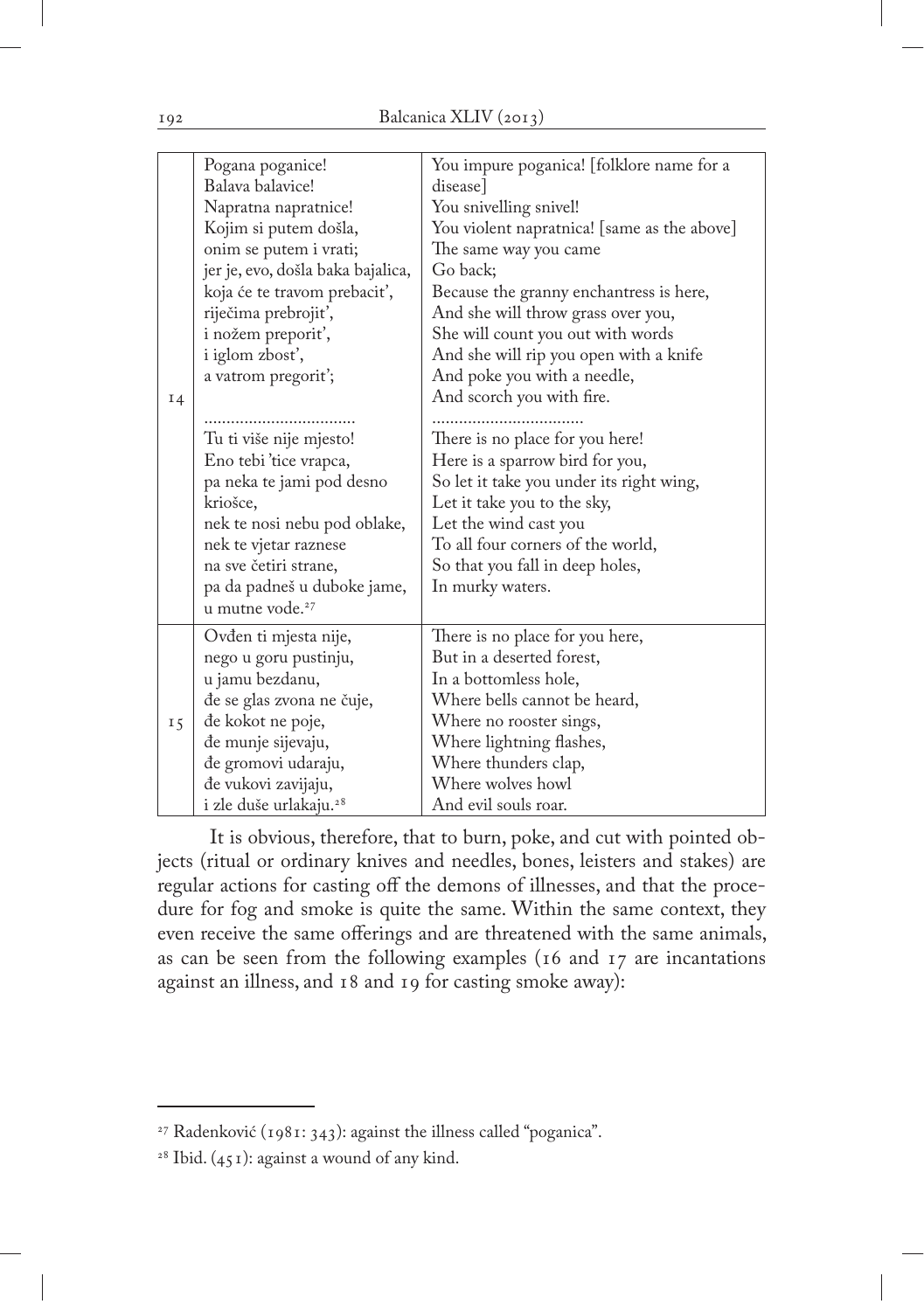| | | |
|---|---|---|
| 14 | Pogana poganice!<br>Balava balavice!<br>Napratna napratnice!<br>Kojim si putem došla,<br>onim se putem i vrati;<br>jer je, evo, došla baka bajalica,<br>koja će te travom prebacit',<br>riječima prebrojit',<br>i nožem preporit',<br>i iglom zbost',<br>a vatrom pregorit';<br><br>.................................<br>Tu ti više nije mjesto!<br>Eno tebi 'tice vrapca,<br>pa neka te jami pod desno kriošce,<br>nek te nosi nebu pod oblake,<br>nek te vjetar raznese<br>na sve četiri strane,<br>pa da padneš u duboke jame,<br>u mutne vode.[27] | You impure poganica! [folklore name for a disease]<br>You snivelling snivel!<br>You violent napratnica! [same as the above]<br>The same way you came<br>Go back;<br>Because the granny enchantress is here,<br>And she will throw grass over you,<br>She will count you out with words<br>And she will rip you open with a knife<br>And poke you with a needle,<br>And scorch you with fire.<br>.................................<br>There is no place for you here!<br>Here is a sparrow bird for you,<br>So let it take you under its right wing,<br>Let it take you to the sky,<br>Let the wind cast you<br>To all four corners of the world,<br>So that you fall in deep holes,<br>In murky waters. |
| 15 | Ovđen ti mjesta nije,<br>nego u goru pustinju,<br>u jamu bezdanu,<br>đe se glas zvona ne čuje,<br>đe kokot ne poje,<br>đe munje sijevaju,<br>đe gromovi udaraju,<br>đe vukovi zavijaju,<br>i zle duše urlakaju.[28] | There is no place for you here,<br>But in a deserted forest,<br>In a bottomless hole,<br>Where bells cannot be heard,<br>Where no rooster sings,<br>Where lightning flashes,<br>Where thunders clap,<br>Where wolves howl<br>And evil souls roar. |

It is obvious, therefore, that to burn, poke, and cut with pointed objects (ritual or ordinary knives and needles, bones, leisters and stakes) are regular actions for casting off the demons of illnesses, and that the procedure for fog and smoke is quite the same. Within the same context, they even receive the same offerings and are threatened with the same animals, as can be seen from the following examples (16 and 17 are incantations against an illness, and 18 and 19 for casting smoke away):

---

[27] Radenković (1981: 343): against the illness called "poganica".

[28] Ibid. (451): against a wound of any kind.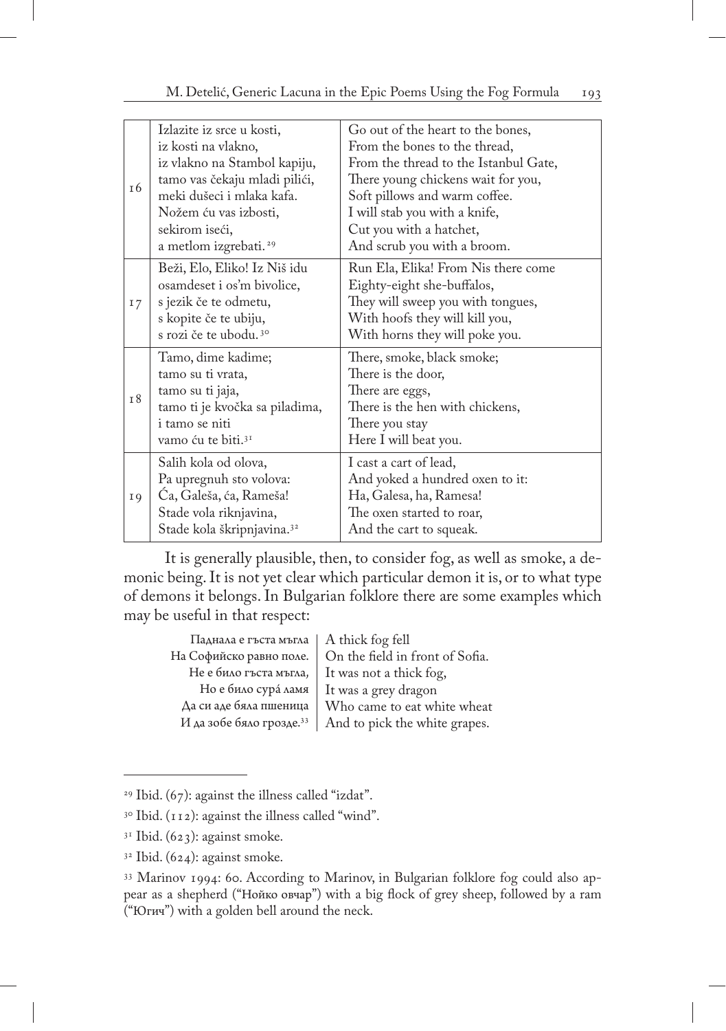| | | |
|---|---|---|
| 16 | Izlazite iz srce u kosti,<br>iz kosti na vlakno,<br>iz vlakno na Stambol kapiju,<br>tamo vas čekaju mladi pilići,<br>meki dušeci i mlaka kafa.<br>Nožem ću vas izbosti,<br>sekirom iseći,<br>a metlom izgrebati.[29] | Go out of the heart to the bones,<br>From the bones to the thread,<br>From the thread to the Istanbul Gate,<br>There young chickens wait for you,<br>Soft pillows and warm coffee.<br>I will stab you with a knife,<br>Cut you with a hatchet,<br>And scrub you with a broom. |
| 17 | Beži, Elo, Eliko! Iz Niš idu<br>osamdeset i os'm bivolice,<br>s jezik če te odmetu,<br>s kopite če te ubiju,<br>s rozi če te ubodu.[30] | Run Ela, Elika! From Nis there come<br>Eighty-eight she-buffalos,<br>They will sweep you with tongues,<br>With hoofs they will kill you,<br>With horns they will poke you. |
| 18 | Tamo, dime kadime;<br>tamo su ti vrata,<br>tamo su ti jaja,<br>tamo ti je kvočka sa piladima,<br>i tamo se niti<br>vamo ću te biti.[31] | There, smoke, black smoke;<br>There is the door,<br>There are eggs,<br>There is the hen with chickens,<br>There you stay<br>Here I will beat you. |
| 19 | Salih kola od olova,<br>Pa upregnuh sto volova:<br>Ća, Galeša, ća, Rameša!<br>Stade vola riknjavina,<br>Stade kola škripnjavina.[32] | I cast a cart of lead,<br>And yoked a hundred oxen to it:<br>Ha, Galesa, ha, Ramesa!<br>The oxen started to roar,<br>And the cart to squeak. |

It is generally plausible, then, to consider fog, as well as smoke, a demonic being. It is not yet clear which particular demon it is, or to what type of demons it belongs. In Bulgarian folklore there are some examples which may be useful in that respect:

| | |
|---|---|
| Паднала е гъста мъгла | A thick fog fell |
| На Софийско равно поле. | On the field in front of Sofia. |
| Не е било гъста мъгла, | It was not a thick fog, |
| Но е било сурá ламя | It was a grey dragon |
| Да си аде бяла пшеница | Who came to eat white wheat |
| И да зобе бяло грозде.[33] | And to pick the white grapes. |

---

[29] Ibid. (67): against the illness called "izdat".

[30] Ibid. (112): against the illness called "wind".

[31] Ibid. (623): against smoke.

[32] Ibid. (624): against smoke.

[33] Marinov 1994: 60. According to Marinov, in Bulgarian folklore fog could also appear as a shepherd ("Нойко овчар") with a big flock of grey sheep, followed by a ram ("Югич") with a golden bell around the neck.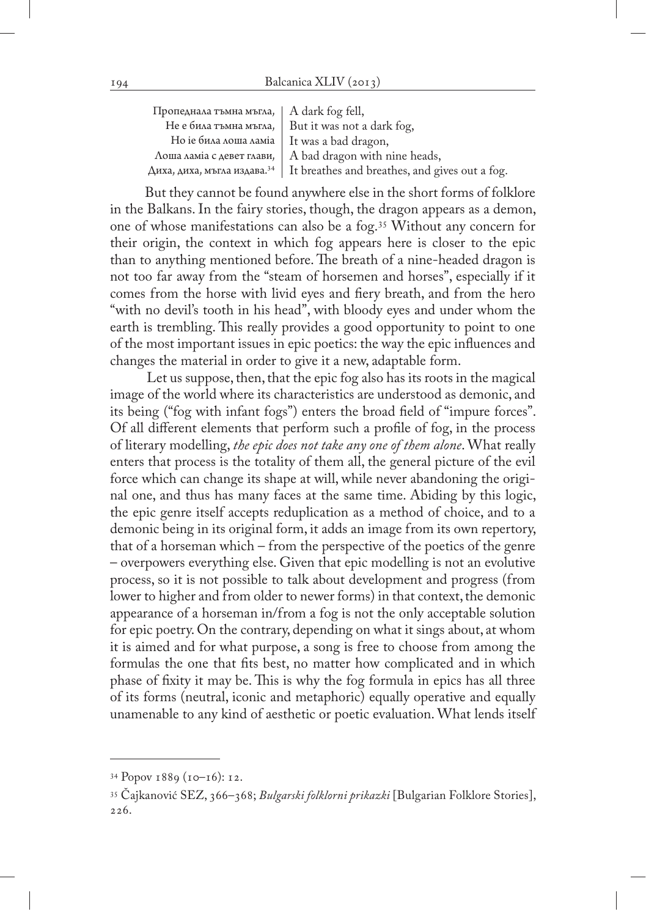| | |
|---|---|
| Пропеднала тъмна мъгла, | A dark fog fell, |
| Не е била тъмна мъгла, | But it was not a dark fog, |
| Но іе била лоша ламіа | It was a bad dragon, |
| Лоша ламіа с девет глави, | A bad dragon with nine heads, |
| Диха, диха, мъгла издава.[34] | It breathes and breathes, and gives out a fog. |

But they cannot be found anywhere else in the short forms of folklore in the Balkans. In the fairy stories, though, the dragon appears as a demon, one of whose manifestations can also be a fog.[35] Without any concern for their origin, the context in which fog appears here is closer to the epic than to anything mentioned before. The breath of a nine-headed dragon is not too far away from the "steam of horsemen and horses", especially if it comes from the horse with livid eyes and fiery breath, and from the hero "with no devil's tooth in his head", with bloody eyes and under whom the earth is trembling. This really provides a good opportunity to point to one of the most important issues in epic poetics: the way the epic influences and changes the material in order to give it a new, adaptable form.

Let us suppose, then, that the epic fog also has its roots in the magical image of the world where its characteristics are understood as demonic, and its being ("fog with infant fogs") enters the broad field of "impure forces". Of all different elements that perform such a profile of fog, in the process of literary modelling, *the epic does not take any one of them alone*. What really enters that process is the totality of them all, the general picture of the evil force which can change its shape at will, while never abandoning the original one, and thus has many faces at the same time. Abiding by this logic, the epic genre itself accepts reduplication as a method of choice, and to a demonic being in its original form, it adds an image from its own repertory, that of a horseman which – from the perspective of the poetics of the genre – overpowers everything else. Given that epic modelling is not an evolutive process, so it is not possible to talk about development and progress (from lower to higher and from older to newer forms) in that context, the demonic appearance of a horseman in/from a fog is not the only acceptable solution for epic poetry. On the contrary, depending on what it sings about, at whom it is aimed and for what purpose, a song is free to choose from among the formulas the one that fits best, no matter how complicated and in which phase of fixity it may be. This is why the fog formula in epics has all three of its forms (neutral, iconic and metaphoric) equally operative and equally unamenable to any kind of aesthetic or poetic evaluation. What lends itself

---

[34] Popov 1889 (10–16): 12.

[35] Čajkanović SEZ, 366–368; *Bulgarski folklorni prikazki* [Bulgarian Folklore Stories], 226.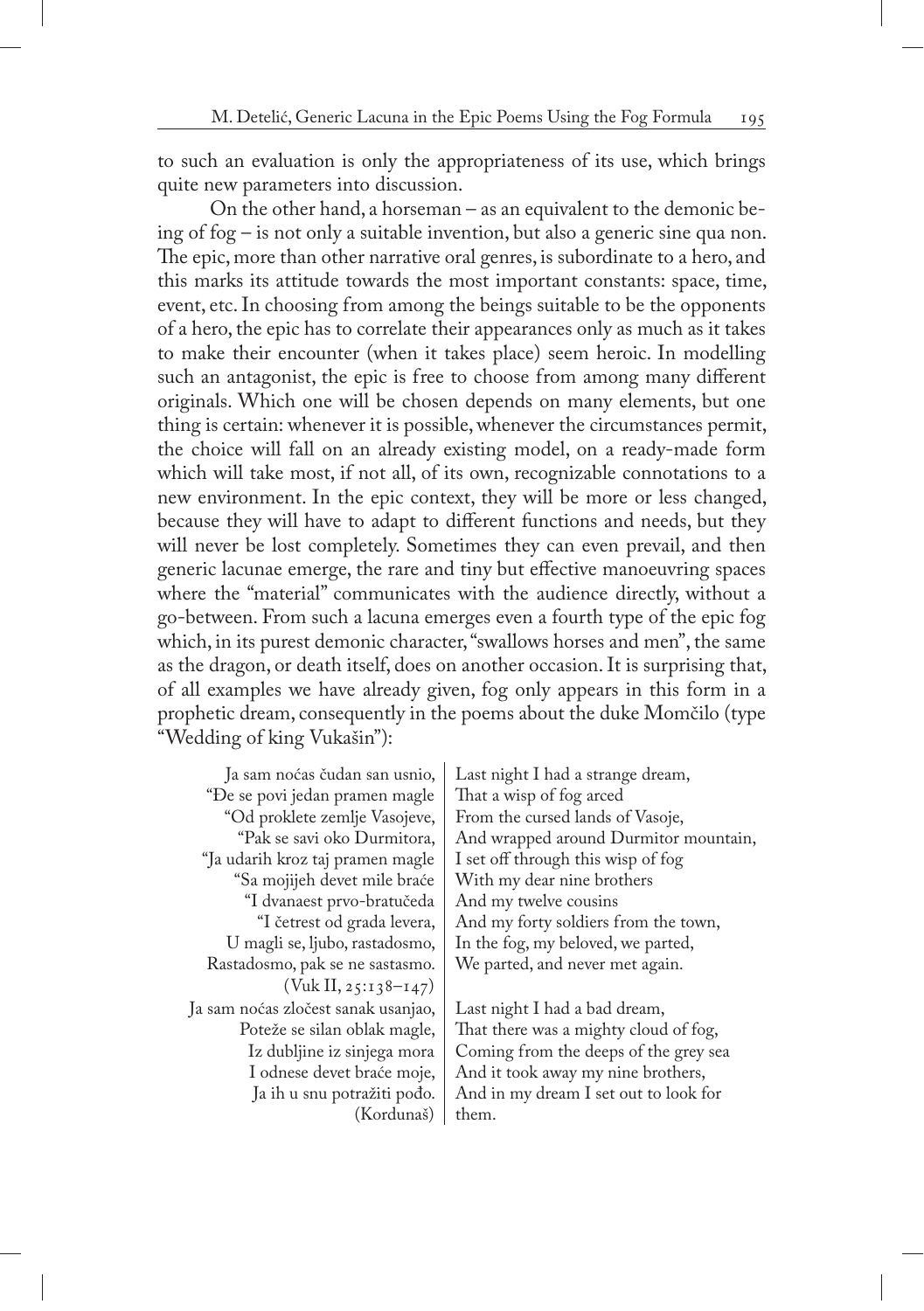to such an evaluation is only the appropriateness of its use, which brings quite new parameters into discussion.

On the other hand, a horseman – as an equivalent to the demonic being of fog – is not only a suitable invention, but also a generic sine qua non. The epic, more than other narrative oral genres, is subordinate to a hero, and this marks its attitude towards the most important constants: space, time, event, etc. In choosing from among the beings suitable to be the opponents of a hero, the epic has to correlate their appearances only as much as it takes to make their encounter (when it takes place) seem heroic. In modelling such an antagonist, the epic is free to choose from among many different originals. Which one will be chosen depends on many elements, but one thing is certain: whenever it is possible, whenever the circumstances permit, the choice will fall on an already existing model, on a ready-made form which will take most, if not all, of its own, recognizable connotations to a new environment. In the epic context, they will be more or less changed, because they will have to adapt to different functions and needs, but they will never be lost completely. Sometimes they can even prevail, and then generic lacunae emerge, the rare and tiny but effective manoeuvring spaces where the "material" communicates with the audience directly, without a go-between. From such a lacuna emerges even a fourth type of the epic fog which, in its purest demonic character, "swallows horses and men", the same as the dragon, or death itself, does on another occasion. It is surprising that, of all examples we have already given, fog only appears in this form in a prophetic dream, consequently in the poems about the duke Momčilo (type "Wedding of king Vukašin"):

| | |
|---|---|
| Ja sam noćas čudan san usnio, | Last night I had a strange dream, |
| "Đe se povi jedan pramen magle | That a wisp of fog arced |
| "Od proklete zemlje Vasojeve, | From the cursed lands of Vasoje, |
| "Pak se savi oko Durmitora, | And wrapped around Durmitor mountain, |
| "Ja udarih kroz taj pramen magle | I set off through this wisp of fog |
| "Sa mojijeh devet mile braće | With my dear nine brothers |
| "I dvanaest prvo-bratučeda | And my twelve cousins |
| "I četrest od grada levera, | And my forty soldiers from the town, |
| U magli se, ljubo, rastadosmo, | In the fog, my beloved, we parted, |
| Rastadosmo, pak se ne sastasmo. | We parted, and never met again. |
| (Vuk II, 25:138–147) | |
| Ja sam noćas zločest sanak usanjao, | Last night I had a bad dream, |
| Poteže se silan oblak magle, | That there was a mighty cloud of fog, |
| Iz dubljine iz sinjega mora | Coming from the deeps of the grey sea |
| I odnese devet braće moje, | And it took away my nine brothers, |
| Ja ih u snu potražiti pođo. | And in my dream I set out to look for them. |
| (Kordunaš) | |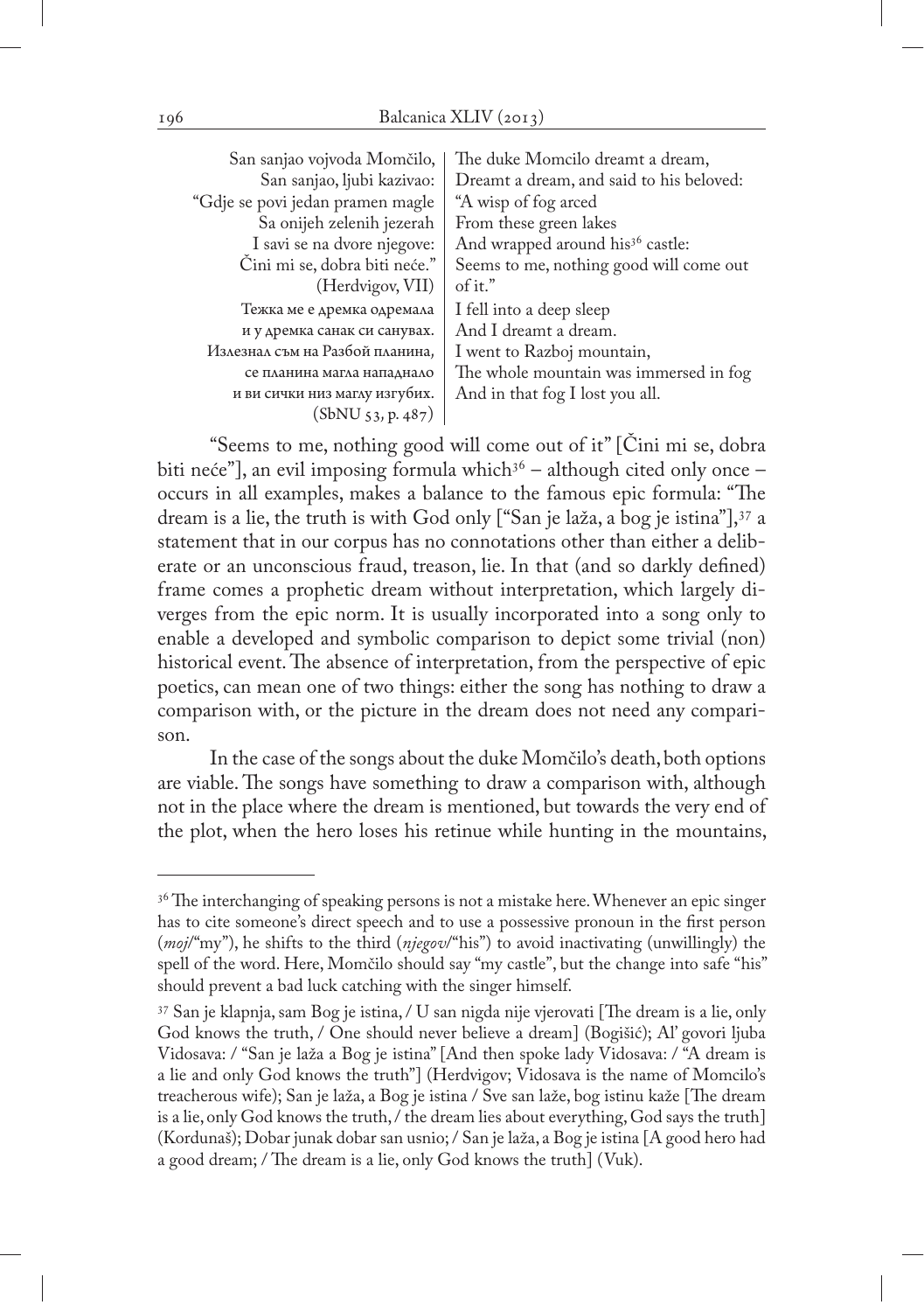| | |
|---|---|
| San sanjao vojvoda Momčilo, | The duke Momcilo dreamt a dream, |
| San sanjao, ljubi kazivao: | Dreamt a dream, and said to his beloved: |
| "Gdje se povi jedan pramen magle | "A wisp of fog arced |
| Sa onijeh zelenih jezerah | From these green lakes |
| I savi se na dvore njegove: | And wrapped around his[36] castle: |
| Čini mi se, dobra biti neće." | Seems to me, nothing good will come out of it." |
| (Herdvigov, VII) | |
| Тежка ме е дремка одремала | I fell into a deep sleep |
| и у дремка санак си санувах. | And I dreamt a dream. |
| Излезнал съм на Разбой планина, | I went to Razboj mountain, |
| се планина магла нападнало | The whole mountain was immersed in fog |
| и ви сички низ маглу изгубих. | And in that fog I lost you all. |
| (SbNU 53, p. 487) | |

"Seems to me, nothing good will come out of it" [Čini mi se, dobra biti neće"], an evil imposing formula which[36] – although cited only once – occurs in all examples, makes a balance to the famous epic formula: "The dream is a lie, the truth is with God only ["San je laža, a bog je istina"],[37] a statement that in our corpus has no connotations other than either a deliberate or an unconscious fraud, treason, lie. In that (and so darkly defined) frame comes a prophetic dream without interpretation, which largely diverges from the epic norm. It is usually incorporated into a song only to enable a developed and symbolic comparison to depict some trivial (non) historical event. The absence of interpretation, from the perspective of epic poetics, can mean one of two things: either the song has nothing to draw a comparison with, or the picture in the dream does not need any comparison.

In the case of the songs about the duke Momčilo's death, both options are viable. The songs have something to draw a comparison with, although not in the place where the dream is mentioned, but towards the very end of the plot, when the hero loses his retinue while hunting in the mountains,

---

[36] The interchanging of speaking persons is not a mistake here. Whenever an epic singer has to cite someone's direct speech and to use a possessive pronoun in the first person (*moj*/"my"), he shifts to the third (*njegov*/"his") to avoid inactivating (unwillingly) the spell of the word. Here, Momčilo should say "my castle", but the change into safe "his" should prevent a bad luck catching with the singer himself.

[37] San je klapnja, sam Bog je istina, / U san nigda nije vjerovati [The dream is a lie, only God knows the truth, / One should never believe a dream] (Bogišić); Al' govori ljuba Vidosava: / "San je laža a Bog je istina" [And then spoke lady Vidosava: / "A dream is a lie and only God knows the truth"] (Herdvigov; Vidosava is the name of Momcilo's treacherous wife); San je laža, a Bog je istina / Sve san laže, bog istinu kaže [The dream is a lie, only God knows the truth, / the dream lies about everything, God says the truth] (Kordunaš); Dobar junak dobar san usnio; / San je laža, a Bog je istina [A good hero had a good dream; / The dream is a lie, only God knows the truth] (Vuk).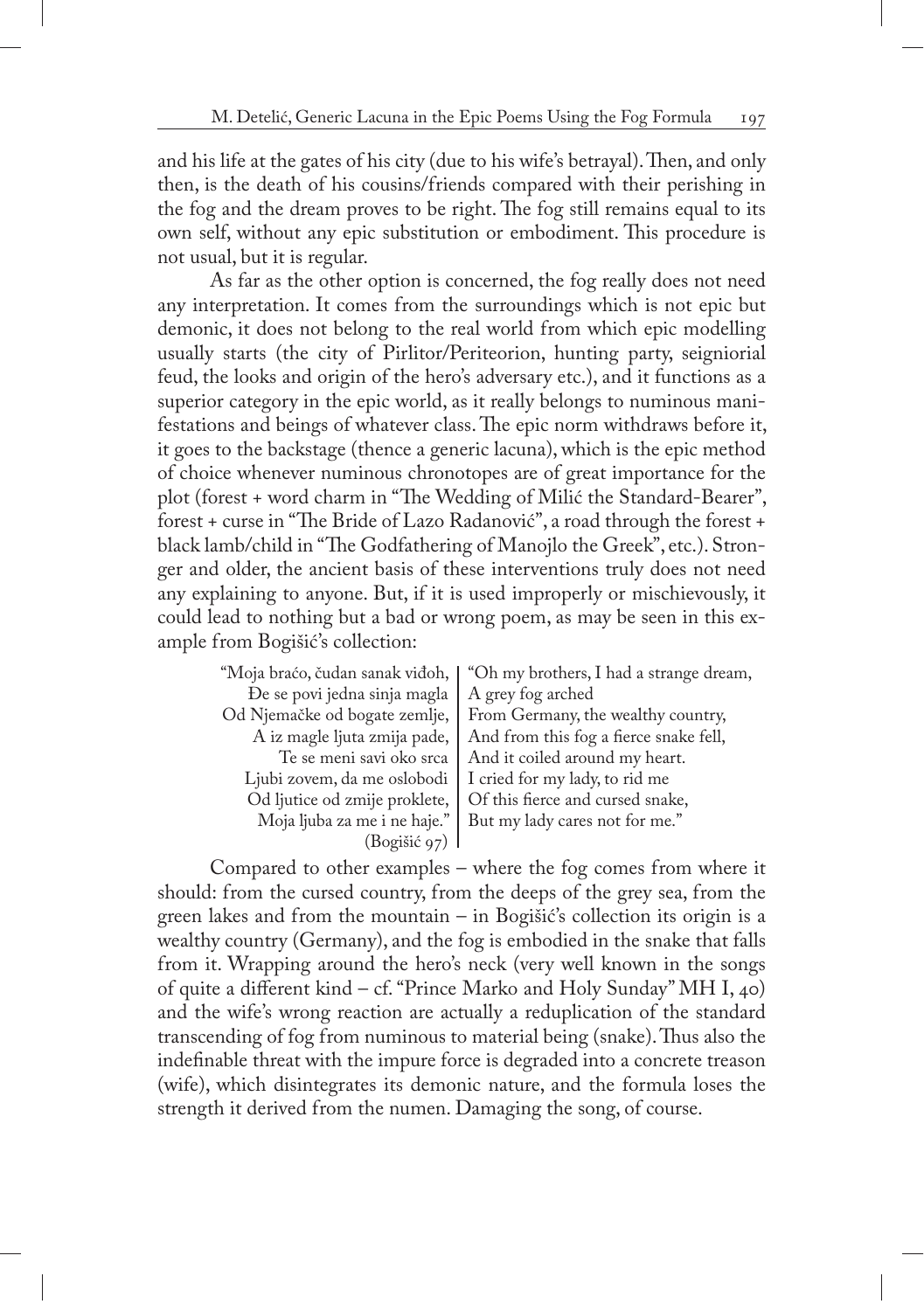and his life at the gates of his city (due to his wife's betrayal). Then, and only then, is the death of his cousins/friends compared with their perishing in the fog and the dream proves to be right. The fog still remains equal to its own self, without any epic substitution or embodiment. This procedure is not usual, but it is regular.

As far as the other option is concerned, the fog really does not need any interpretation. It comes from the surroundings which is not epic but demonic, it does not belong to the real world from which epic modelling usually starts (the city of Pirlitor/Periteorion, hunting party, seigniorial feud, the looks and origin of the hero's adversary etc.), and it functions as a superior category in the epic world, as it really belongs to numinous manifestations and beings of whatever class. The epic norm withdraws before it, it goes to the backstage (thence a generic lacuna), which is the epic method of choice whenever numinous chronotopes are of great importance for the plot (forest + word charm in "The Wedding of Milić the Standard-Bearer", forest + curse in "The Bride of Lazo Radanović", a road through the forest + black lamb/child in "The Godfathering of Manojlo the Greek", etc.). Stronger and older, the ancient basis of these interventions truly does not need any explaining to anyone. But, if it is used improperly or mischievously, it could lead to nothing but a bad or wrong poem, as may be seen in this example from Bogišić's collection:

| | |
|---|---|
| "Moja braćo, čudan sanak viđoh, | "Oh my brothers, I had a strange dream, |
| Đe se povi jedna sinja magla | A grey fog arched |
| Od Njemačke od bogate zemlje, | From Germany, the wealthy country, |
| A iz magle ljuta zmija pade, | And from this fog a fierce snake fell, |
| Te se meni savi oko srca | And it coiled around my heart. |
| Ljubi zovem, da me oslobodi | I cried for my lady, to rid me |
| Od ljutice od zmije proklete, | Of this fierce and cursed snake, |
| Moja ljuba za me i ne haje." | But my lady cares not for me." |
| (Bogišić 97) | |

Compared to other examples – where the fog comes from where it should: from the cursed country, from the deeps of the grey sea, from the green lakes and from the mountain – in Bogišić's collection its origin is a wealthy country (Germany), and the fog is embodied in the snake that falls from it. Wrapping around the hero's neck (very well known in the songs of quite a different kind – cf. "Prince Marko and Holy Sunday" MH I, 40) and the wife's wrong reaction are actually a reduplication of the standard transcending of fog from numinous to material being (snake). Thus also the indefinable threat with the impure force is degraded into a concrete treason (wife), which disintegrates its demonic nature, and the formula loses the strength it derived from the numen. Damaging the song, of course.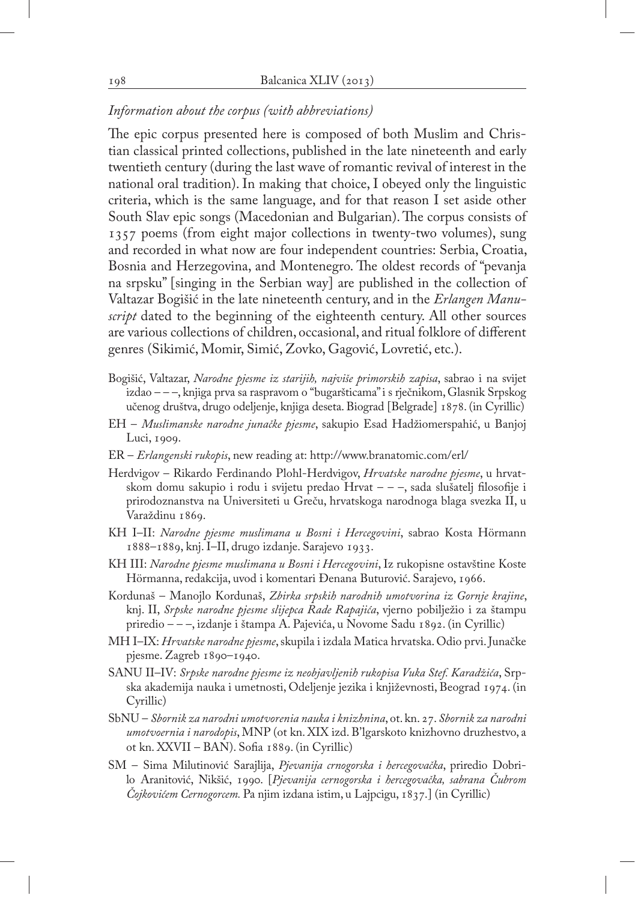*Information about the corpus (with abbreviations)*

The epic corpus presented here is composed of both Muslim and Christian classical printed collections, published in the late nineteenth and early twentieth century (during the last wave of romantic revival of interest in the national oral tradition). In making that choice, I obeyed only the linguistic criteria, which is the same language, and for that reason I set aside other South Slav epic songs (Macedonian and Bulgarian). The corpus consists of 1357 poems (from eight major collections in twenty-two volumes), sung and recorded in what now are four independent countries: Serbia, Croatia, Bosnia and Herzegovina, and Montenegro. The oldest records of "pevanja na srpsku" [singing in the Serbian way] are published in the collection of Valtazar Bogišić in the late nineteenth century, and in the *Erlangen Manuscript* dated to the beginning of the eighteenth century. All other sources are various collections of children, occasional, and ritual folklore of different genres (Sikimić, Momir, Simić, Zovko, Gagović, Lovretić, etc.).

Bogišić, Valtazar, *Narodne pjesme iz starijih, najviše primorskih zapisa*, sabrao i na svijet izdao – – –, knjiga prva sa raspravom o "bugaršticama" i s rječnikom, Glasnik Srpskog učenog društva, drugo odeljenje, knjiga deseta. Biograd [Belgrade] 1878. (in Cyrillic)

EH – *Muslimanske narodne junačke pjesme*, sakupio Esad Hadžiomerspahić, u Banjoj Luci, 1909.

ER – *Erlangenski rukopis*, new reading at: http://www.branatomic.com/erl/

Herdvigov – Rikardo Ferdinando Plohl-Herdvigov, *Hrvatske narodne pjesme*, u hrvatskom domu sakupio i rodu i svijetu predao Hrvat – – –, sada slušatelj filosofije i prirodoznanstva na Universiteti u Greču, hrvatskoga narodnoga blaga svezka II, u Varaždinu 1869.

KH I–II: *Narodne pjesme muslimana u Bosni i Hercegovini*, sabrao Kosta Hörmann 1888–1889, knj. I–II, drugo izdanje. Sarajevo 1933.

KH III: *Narodne pjesme muslimana u Bosni i Hercegovini*, Iz rukopisne ostavštine Koste Hörmanna, redakcija, uvod i komentari Đenana Buturović. Sarajevo, 1966.

Kordunaš – Manojlo Kordunaš, *Zbirka srpskih narodnih umotvorina iz Gornje krajine*, knj. II, *Srpske narodne pjesme slijepca Rade Rapajića*, vjerno pobilježio i za štampu priredio – – –, izdanje i štampa A. Pajevića, u Novome Sadu 1892. (in Cyrillic)

MH I–IX: *Hrvatske narodne pjesme*, skupila i izdala Matica hrvatska. Odio prvi. Junačke pjesme. Zagreb 1890–1940.

SANU II–IV: *Srpske narodne pjesme iz neobjavljenih rukopisa Vuka Stef. Karadžića*, Srpska akademija nauka i umetnosti, Odeljenje jezika i književnosti, Beograd 1974. (in Cyrillic)

SbNU – *Sbornik za narodni umotvorenia nauka i knizhnina*, ot. kn. 27. *Sbornik za narodni umotvoernia i narodopis*, MNP (ot kn. XIX izd. B'lgarskoto knizhovno druzhestvo, a ot kn. XXVII – BAN). Sofia 1889. (in Cyrillic)

SM – Sima Milutinović Sarajlija, *Pjevanija crnogorska i hercegovačka*, priredio Dobrilo Aranitović, Nikšić, 1990. [*Pjevanija cernogorska i hercegovačka, sabrana Čubrom Čojkovićem Cernogorcem.* Pa njim izdana istim, u Lajpcigu, 1837.] (in Cyrillic)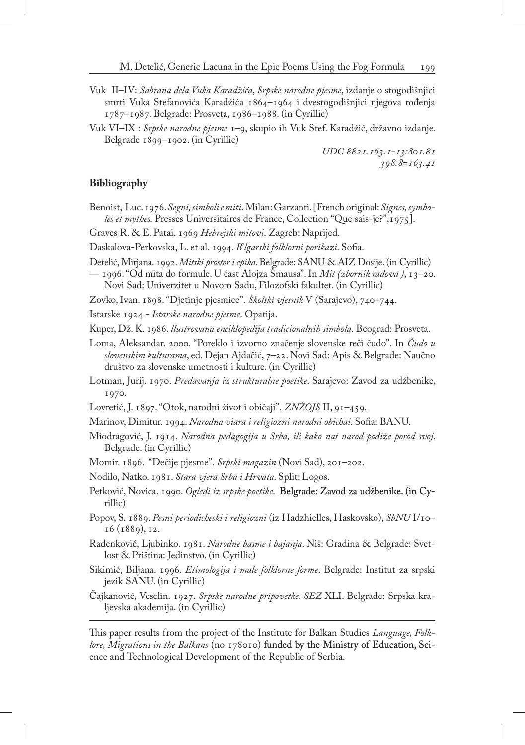Vuk II–IV: *Sabrana dela Vuka Karadžića*, *Srpske narodne pjesme*, izdanje o stogodišnjici smrti Vuka Stefanovića Karadžića 1864–1964 i dvestogodišnjici njegova rođenja 1787–1987. Belgrade: Prosveta, 1986–1988. (in Cyrillic)

Vuk VI–IX : *Srpske narodne pjesme* 1–9, skupio ih Vuk Stef. Karadžić, državno izdanje. Belgrade 1899–1902. (in Cyrillic)

*UDC 8821.163.1-13:801.81*
*398.8=163.41*

## Bibliography

Benoist, Luc. 1976. *Segni, simboli e miti*. Milan: Garzanti. [French original: *Signes, symboles et mythes*. Presses Universitaires de France, Collection "Que sais-je?",1975].

Graves R. & E. Patai. 1969 *Hebrejski mitovi*. Zagreb: Naprijed.

Daskalova-Perkovska, L. et al. 1994. *B'lgarski folklorni porikazi*. Sofia.

Detelić, Mirjana. 1992. *Mitski prostor i epika*. Belgrade: SANU & AIZ Dosije. (in Cyrillic)

— 1996. "Od mita do formule. U čast Alojza Šmausa". In *Mit (zbornik radova )*, 13–20. Novi Sad: Univerzitet u Novom Sadu, Filozofski fakultet. (in Cyrillic)

Zovko, Ivan. 1898. "Djetinje pjesmice". *Školski vjesnik* V (Sarajevo), 740–744.

Istarske 1924 - *Istarske narodne pjesme*. Opatija.

Kuper, Dž. K. 1986. *llustrovana enciklopedija tradicionalnih simbola*. Beograd: Prosveta.

Loma, Aleksandar. 2000. "Poreklo i izvorno značenje slovenske reči čudo". In *Čudo u slovenskim kulturama*, ed. Dejan Ajdačić, 7–22. Novi Sad: Apis & Belgrade: Naučno društvo za slovenske umetnosti i kulture. (in Cyrillic)

Lotman, Jurij. 1970. *Predavanja iz strukturalne poetike*. Sarajevo: Zavod za udžbenike, 1970.

Lovretić, J. 1897. "Otok, narodni život i običaji". *ZNŽOJS* II, 91–459.

Marinov, Dimitur. 1994. *Narodna viara i religiozni narodni obichai*. Sofia: BANU.

Miodragović, J. 1914. *Narodna pedagogija u Srba, ili kako naš narod podiže porod svoj*. Belgrade. (in Cyrillic)

Momir. 1896. "Dečije pjesme". *Srpski magazin* (Novi Sad), 201–202.

Nodilo, Natko. 1981. *Stara vjera Srba i Hrvata*. Split: Logos.

Petković, Novica. 1990. *Ogledi iz srpske poetike*. Belgrade: Zavod za udžbenike. (in Cyrillic)

Popov, S. 1889. *Pesni periodicheski i religiozni* (iz Hadzhielles, Haskovsko), *SbNU* I/10–16 (1889), 12.

Radenković, Ljubinko. 1981. *Narodne basme i bajanja*. Niš: Gradina & Belgrade: Svetlost & Priština: Jedinstvo. (in Cyrillic)

Sikimić, Biljana. 1996. *Etimologija i male folklorne forme*. Belgrade: Institut za srpski jezik SANU. (in Cyrillic)

Čajkanović, Veselin. 1927. *Srpske narodne pripovetke*. *SEZ* XLI. Belgrade: Srpska kraljevska akademija. (in Cyrillic)

---

This paper results from the project of the Institute for Balkan Studies *Language, Folklore, Migrations in the Balkans* (no 178010) funded by the Ministry of Education, Science and Technological Development of the Republic of Serbia.